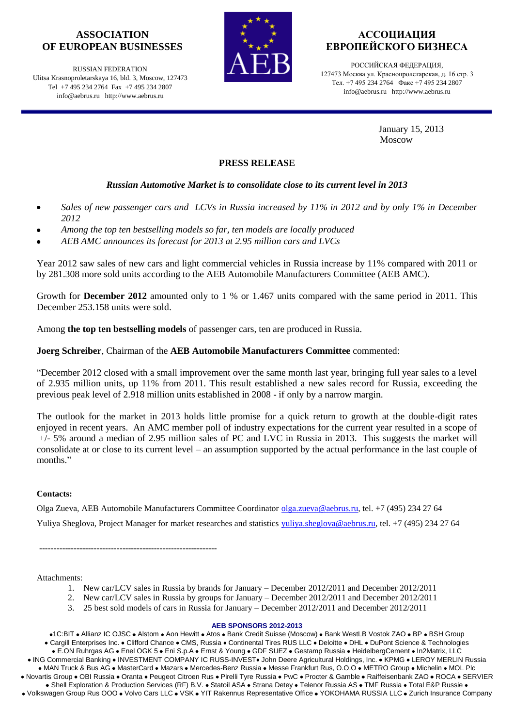**ASSOCIATION OF EUROPEAN BUSINESSES**

RUSSIAN FEDERATION
Ulitsa Krasnoproletarskaya 16, bld. 3, Moscow, 127473
Tel +7 495 234 2764 Fax +7 495 234 2807
info@aebrus.ru http://www.aebrus.ru

AEB

**АССОЦИАЦИЯ ЕВРОПЕЙСКОГО БИЗНЕСА**

РОССИЙСКАЯ ФЕДЕРАЦИЯ,
127473 Москва ул. Краснопролетарская, д. 16 стр. 3
Тел. +7 495 234 2764 Факс +7 495 234 2807
info@aebrus.ru http://www.aebrus.ru

January 15, 2013
Moscow

## PRESS RELEASE

### *Russian Automotive Market is to consolidate close to its current level in 2013*

- *Sales of new passenger cars and LCVs in Russia increased by 11% in 2012 and by only 1% in December 2012*
- *Among the top ten bestselling models so far, ten models are locally produced*
- *AEB AMC announces its forecast for 2013 at 2.95 million cars and LVCs*

Year 2012 saw sales of new cars and light commercial vehicles in Russia increase by 11% compared with 2011 or by 281.308 more sold units according to the AEB Automobile Manufacturers Committee (AEB AMC).

Growth for **December 2012** amounted only to 1 % or 1.467 units compared with the same period in 2011. This December 253.158 units were sold.

Among **the top ten bestselling models** of passenger cars, ten are produced in Russia.

**Joerg Schreiber**, Chairman of the **AEB Automobile Manufacturers Committee** commented:

"December 2012 closed with a small improvement over the same month last year, bringing full year sales to a level of 2.935 million units, up 11% from 2011. This result established a new sales record for Russia, exceeding the previous peak level of 2.918 million units established in 2008 - if only by a narrow margin.

The outlook for the market in 2013 holds little promise for a quick return to growth at the double-digit rates enjoyed in recent years. An AMC member poll of industry expectations for the current year resulted in a scope of +/- 5% around a median of 2.95 million sales of PC and LVC in Russia in 2013. This suggests the market will consolidate at or close to its current level – an assumption supported by the actual performance in the last couple of months."

**Contacts:**

Olga Zueva, AEB Automobile Manufacturers Committee Coordinator olga.zueva@aebrus.ru, tel. +7 (495) 234 27 64

Yuliya Sheglova, Project Manager for market researches and statistics yuliya.sheglova@aebrus.ru, tel. +7 (495) 234 27 64

---------------------------------------------------------------

Attachments:

1. New car/LCV sales in Russia by brands for January – December 2012/2011 and December 2012/2011
2. New car/LCV sales in Russia by groups for January – December 2012/2011 and December 2012/2011
3. 25 best sold models of cars in Russia for January – December 2012/2011 and December 2012/2011

**AEB SPONSORS 2012-2013**

• 1C:BIT • Allianz IC OJSC • Alstom • Aon Hewitt • Atos • Bank Credit Suisse (Moscow) • Bank WestLB Vostok ZAO • BP • BSH Group • Cargill Enterprises Inc. • Clifford Chance • CMS, Russia • Continental Tires RUS LLC • Deloitte • DHL • DuPont Science & Technologies • E.ON Ruhrgas AG • Enel OGK 5 • Eni S.p.A • Ernst & Young • GDF SUEZ • Gestamp Russia • HeidelbergCement • In2Matrix, LLC • ING Commercial Banking • INVESTMENT COMPANY IC RUSS-INVEST • John Deere Agricultural Holdings, Inc. • KPMG • LEROY MERLIN Russia • MAN Truck & Bus AG • MasterCard • Mazars • Mercedes-Benz Russia • Messe Frankfurt Rus, O.O.O • METRO Group • Michelin • MOL Plc • Novartis Group • OBI Russia • Oranta • Peugeot Citroen Rus • Pirelli Tyre Russia • PwC • Procter & Gamble • Raiffeisenbank ZAO • ROCA • SERVIER • Shell Exploration & Production Services (RF) B.V. • Statoil ASA • Strana Detey • Telenor Russia AS • TMF Russia • Total E&P Russie • Volkswagen Group Rus OOO • Volvo Cars LLC • VSK • YIT Rakennus Representative Office • YOKOHAMA RUSSIA LLC • Zurich Insurance Company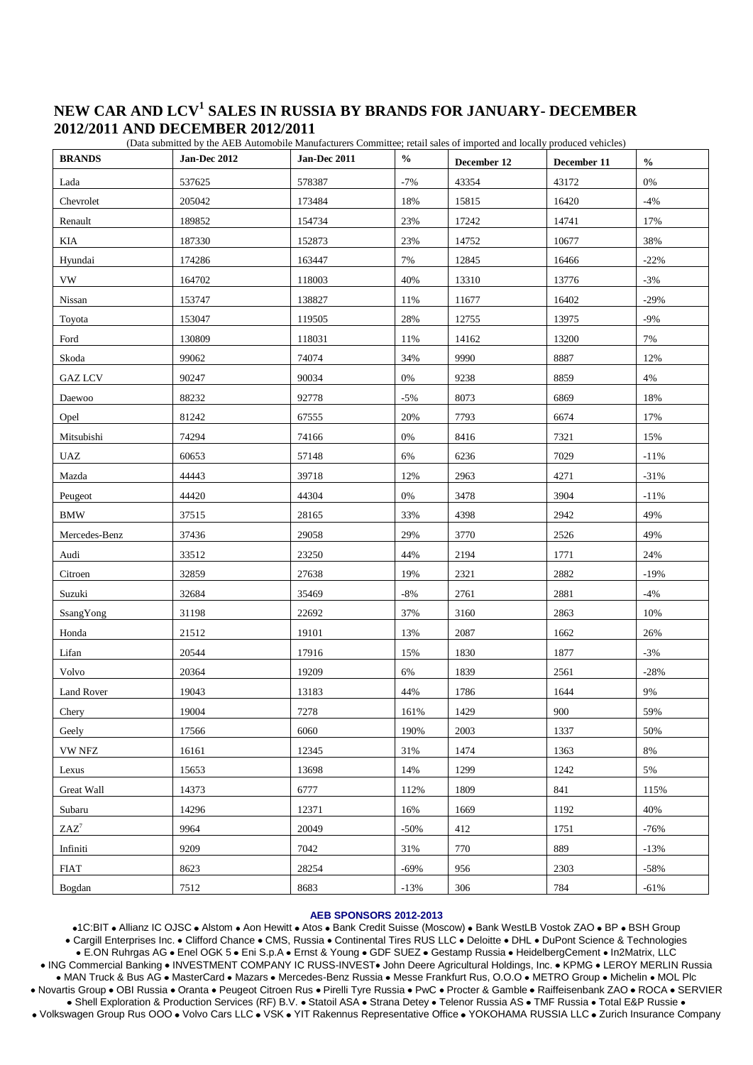# NEW CAR AND LCV[1] SALES IN RUSSIA BY BRANDS FOR JANUARY- DECEMBER 2012/2011 AND DECEMBER 2012/2011

(Data submitted by the AEB Automobile Manufacturers Committee; retail sales of imported and locally produced vehicles)

| BRANDS | Jan-Dec 2012 | Jan-Dec 2011 | % | December 12 | December 11 | % |
|---|---|---|---|---|---|---|
| Lada | 537625 | 578387 | -7% | 43354 | 43172 | 0% |
| Chevrolet | 205042 | 173484 | 18% | 15815 | 16420 | -4% |
| Renault | 189852 | 154734 | 23% | 17242 | 14741 | 17% |
| KIA | 187330 | 152873 | 23% | 14752 | 10677 | 38% |
| Hyundai | 174286 | 163447 | 7% | 12845 | 16466 | -22% |
| VW | 164702 | 118003 | 40% | 13310 | 13776 | -3% |
| Nissan | 153747 | 138827 | 11% | 11677 | 16402 | -29% |
| Toyota | 153047 | 119505 | 28% | 12755 | 13975 | -9% |
| Ford | 130809 | 118031 | 11% | 14162 | 13200 | 7% |
| Skoda | 99062 | 74074 | 34% | 9990 | 8887 | 12% |
| GAZ LCV | 90247 | 90034 | 0% | 9238 | 8859 | 4% |
| Daewoo | 88232 | 92778 | -5% | 8073 | 6869 | 18% |
| Opel | 81242 | 67555 | 20% | 7793 | 6674 | 17% |
| Mitsubishi | 74294 | 74166 | 0% | 8416 | 7321 | 15% |
| UAZ | 60653 | 57148 | 6% | 6236 | 7029 | -11% |
| Mazda | 44443 | 39718 | 12% | 2963 | 4271 | -31% |
| Peugeot | 44420 | 44304 | 0% | 3478 | 3904 | -11% |
| BMW | 37515 | 28165 | 33% | 4398 | 2942 | 49% |
| Mercedes-Benz | 37436 | 29058 | 29% | 3770 | 2526 | 49% |
| Audi | 33512 | 23250 | 44% | 2194 | 1771 | 24% |
| Citroen | 32859 | 27638 | 19% | 2321 | 2882 | -19% |
| Suzuki | 32684 | 35469 | -8% | 2761 | 2881 | -4% |
| SsangYong | 31198 | 22692 | 37% | 3160 | 2863 | 10% |
| Honda | 21512 | 19101 | 13% | 2087 | 1662 | 26% |
| Lifan | 20544 | 17916 | 15% | 1830 | 1877 | -3% |
| Volvo | 20364 | 19209 | 6% | 1839 | 2561 | -28% |
| Land Rover | 19043 | 13183 | 44% | 1786 | 1644 | 9% |
| Chery | 19004 | 7278 | 161% | 1429 | 900 | 59% |
| Geely | 17566 | 6060 | 190% | 2003 | 1337 | 50% |
| VW NFZ | 16161 | 12345 | 31% | 1474 | 1363 | 8% |
| Lexus | 15653 | 13698 | 14% | 1299 | 1242 | 5% |
| Great Wall | 14373 | 6777 | 112% | 1809 | 841 | 115% |
| Subaru | 14296 | 12371 | 16% | 1669 | 1192 | 40% |
| ZAZ[7] | 9964 | 20049 | -50% | 412 | 1751 | -76% |
| Infiniti | 9209 | 7042 | 31% | 770 | 889 | -13% |
| FIAT | 8623 | 28254 | -69% | 956 | 2303 | -58% |
| Bogdan | 7512 | 8683 | -13% | 306 | 784 | -61% |

**AEB SPONSORS 2012-2013**

• 1C:BIT • Allianz IC OJSC • Alstom • Aon Hewitt • Atos • Bank Credit Suisse (Moscow) • Bank WestLB Vostok ZAO • BP • BSH Group • Cargill Enterprises Inc. • Clifford Chance • CMS, Russia • Continental Tires RUS LLC • Deloitte • DHL • DuPont Science & Technologies • E.ON Ruhrgas AG • Enel OGK 5 • Eni S.p.A • Ernst & Young • GDF SUEZ • Gestamp Russia • HeidelbergCement • In2Matrix, LLC • ING Commercial Banking • INVESTMENT COMPANY IC RUSS-INVEST • John Deere Agricultural Holdings, Inc. • KPMG • LEROY MERLIN Russia • MAN Truck & Bus AG • MasterCard • Mazars • Mercedes-Benz Russia • Messe Frankfurt Rus, O.O.O • METRO Group • Michelin • MOL Plc • Novartis Group • OBI Russia • Oranta • Peugeot Citroen Rus • Pirelli Tyre Russia • PwC • Procter & Gamble • Raiffeisenbank ZAO • ROCA • SERVIER • Shell Exploration & Production Services (RF) B.V. • Statoil ASA • Strana Detey • Telenor Russia AS • TMF Russia • Total E&P Russie • Volkswagen Group Rus OOO • Volvo Cars LLC • VSK • YIT Rakennus Representative Office • YOKOHAMA RUSSIA LLC • Zurich Insurance Company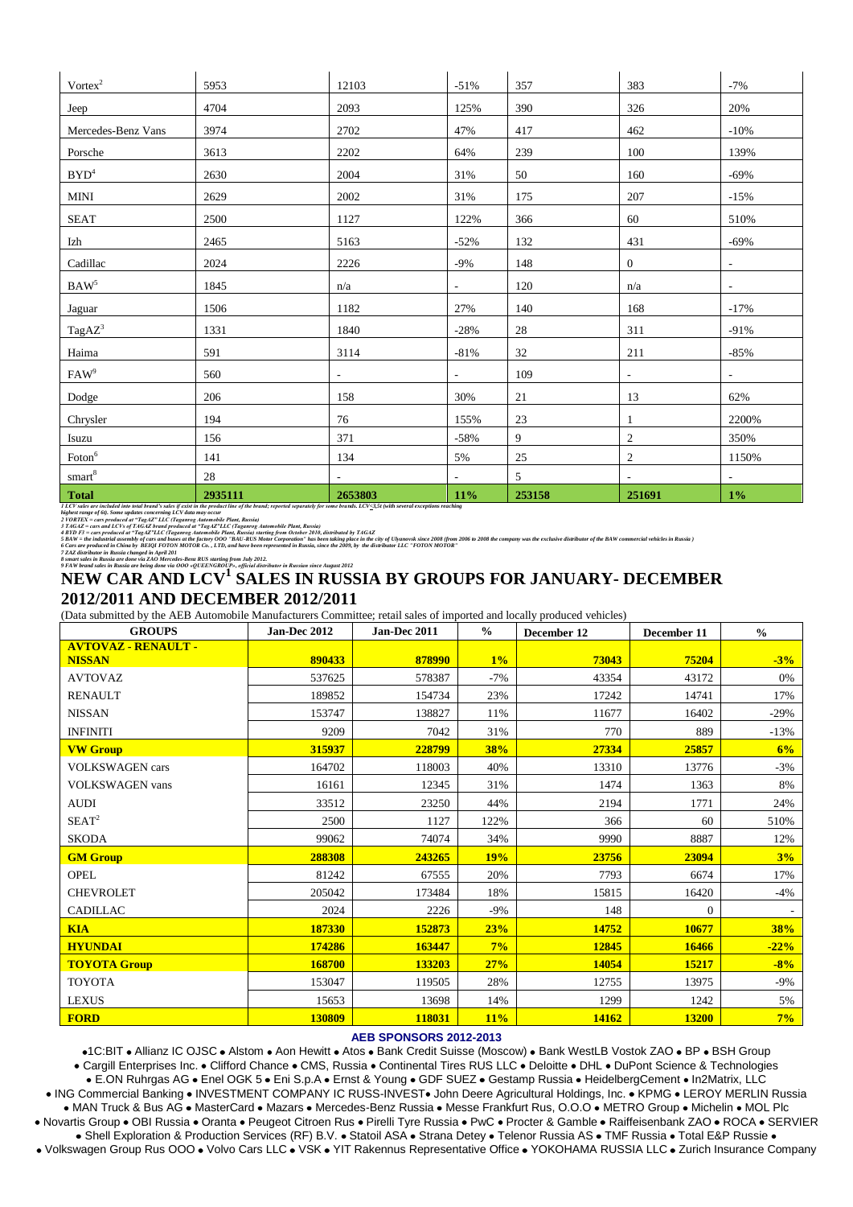| | | | | | | |
|---|---|---|---|---|---|---|
| Vortex[2] | 5953 | 12103 | -51% | 357 | 383 | -7% |
| Jeep | 4704 | 2093 | 125% | 390 | 326 | 20% |
| Mercedes-Benz Vans | 3974 | 2702 | 47% | 417 | 462 | -10% |
| Porsche | 3613 | 2202 | 64% | 239 | 100 | 139% |
| BYD[4] | 2630 | 2004 | 31% | 50 | 160 | -69% |
| MINI | 2629 | 2002 | 31% | 175 | 207 | -15% |
| SEAT | 2500 | 1127 | 122% | 366 | 60 | 510% |
| Izh | 2465 | 5163 | -52% | 132 | 431 | -69% |
| Cadillac | 2024 | 2226 | -9% | 148 | 0 | - |
| BAW[5] | 1845 | n/a | - | 120 | n/a | - |
| Jaguar | 1506 | 1182 | 27% | 140 | 168 | -17% |
| TagAZ[3] | 1331 | 1840 | -28% | 28 | 311 | -91% |
| Haima | 591 | 3114 | -81% | 32 | 211 | -85% |
| FAW[9] | 560 | - | - | 109 | - | - |
| Dodge | 206 | 158 | 30% | 21 | 13 | 62% |
| Chrysler | 194 | 76 | 155% | 23 | 1 | 2200% |
| Isuzu | 156 | 371 | -58% | 9 | 2 | 350% |
| Foton[6] | 141 | 134 | 5% | 25 | 2 | 1150% |
| smart[8] | 28 | - | - | 5 | - | - |
| **Total** | **2935111** | **2653803** | **11%** | **253158** | **251691** | **1%** |

*1 LCV sales are included into total brand's sales if exist in the product line of the brand; reported separately for some brands. LCV≤3,5t (with several exceptions reaching highest range of 6t). Some updates concerning LCV data may occur*
*2 VORTEX = cars produced at "TagAZ" LLC (Taganrog Automobile Plant, Russia)*
*3 TAGAZ = cars and LCVs of TAGAZ brand produced at "TagAZ"LLC (Taganrog Automobile Plant, Russia)*
*4 BYD F3 = cars produced at "TagAZ"LLC (Taganrog Automobile Plant, Russia) starting from October 2010, distributed by TAGAZ*
*5 BAW = the industrial assembly of cars and buses at the factory OOO "BAU-RUS Motor Corporation" has been taking place in the city of Ulyanovsk since 2008 (from 2006 to 2008 the company was the exclusive distributor of the BAW commercial vehicles in Russia )*
*6 Cars are produced in China by BEIQI FOTON MOTOR Co. , LTD, and have been represented in Russia, since the 2009, by the distributor LLC "FOTON MOTOR"*
*7 ZAZ distributor in Russia changed in April 201*
*8 smart sales in Russia are done via ZAO Mercedes-Benz RUS starting from July 2012.*
*9 FAW brand sales in Russia are being done via OOO «QUEENGROUP», official distributor in Russian since August 2012*

# NEW CAR AND LCV[1] SALES IN RUSSIA BY GROUPS FOR JANUARY- DECEMBER 2012/2011 AND DECEMBER 2012/2011

(Data submitted by the AEB Automobile Manufacturers Committee; retail sales of imported and locally produced vehicles)

| GROUPS | Jan-Dec 2012 | Jan-Dec 2011 | % | December 12 | December 11 | % |
|---|---|---|---|---|---|---|
| **AVTOVAZ - RENAULT - NISSAN** | **890433** | **878990** | **1%** | **73043** | **75204** | **-3%** |
| AVTOVAZ | 537625 | 578387 | -7% | 43354 | 43172 | 0% |
| RENAULT | 189852 | 154734 | 23% | 17242 | 14741 | 17% |
| NISSAN | 153747 | 138827 | 11% | 11677 | 16402 | -29% |
| INFINITI | 9209 | 7042 | 31% | 770 | 889 | -13% |
| **VW Group** | **315937** | **228799** | **38%** | **27334** | **25857** | **6%** |
| VOLKSWAGEN cars | 164702 | 118003 | 40% | 13310 | 13776 | -3% |
| VOLKSWAGEN vans | 16161 | 12345 | 31% | 1474 | 1363 | 8% |
| AUDI | 33512 | 23250 | 44% | 2194 | 1771 | 24% |
| SEAT[2] | 2500 | 1127 | 122% | 366 | 60 | 510% |
| SKODA | 99062 | 74074 | 34% | 9990 | 8887 | 12% |
| **GM Group** | **288308** | **243265** | **19%** | **23756** | **23094** | **3%** |
| OPEL | 81242 | 67555 | 20% | 7793 | 6674 | 17% |
| CHEVROLET | 205042 | 173484 | 18% | 15815 | 16420 | -4% |
| CADILLAC | 2024 | 2226 | -9% | 148 | 0 | - |
| **KIA** | **187330** | **152873** | **23%** | **14752** | **10677** | **38%** |
| **HYUNDAI** | **174286** | **163447** | **7%** | **12845** | **16466** | **-22%** |
| **TOYOTA Group** | **168700** | **133203** | **27%** | **14054** | **15217** | **-8%** |
| TOYOTA | 153047 | 119505 | 28% | 12755 | 13975 | -9% |
| LEXUS | 15653 | 13698 | 14% | 1299 | 1242 | 5% |
| **FORD** | **130809** | **118031** | **11%** | **14162** | **13200** | **7%** |

**AEB SPONSORS 2012-2013**

●1C:BIT ● Allianz IC OJSC ● Alstom ● Aon Hewitt ● Atos ● Bank Credit Suisse (Moscow) ● Bank WestLB Vostok ZAO ● BP ● BSH Group ● Cargill Enterprises Inc. ● Clifford Chance ● CMS, Russia ● Continental Tires RUS LLC ● Deloitte ● DHL ● DuPont Science & Technologies ● E.ON Ruhrgas AG ● Enel OGK 5 ● Eni S.p.A ● Ernst & Young ● GDF SUEZ ● Gestamp Russia ● HeidelbergCement ● In2Matrix, LLC ● ING Commercial Banking ● INVESTMENT COMPANY IC RUSS-INVEST● John Deere Agricultural Holdings, Inc. ● KPMG ● LEROY MERLIN Russia ● MAN Truck & Bus AG ● MasterCard ● Mazars ● Mercedes-Benz Russia ● Messe Frankfurt Rus, O.O.O ● METRO Group ● Michelin ● MOL Plc ● Novartis Group ● OBI Russia ● Oranta ● Peugeot Citroen Rus ● Pirelli Tyre Russia ● PwC ● Procter & Gamble ● Raiffeisenbank ZAO ● ROCA ● SERVIER ● Shell Exploration & Production Services (RF) B.V. ● Statoil ASA ● Strana Detey ● Telenor Russia AS ● TMF Russia ● Total E&P Russie ● Volkswagen Group Rus OOO ● Volvo Cars LLC ● VSK ● YIT Rakennus Representative Office ● YOKOHAMA RUSSIA LLC ● Zurich Insurance Company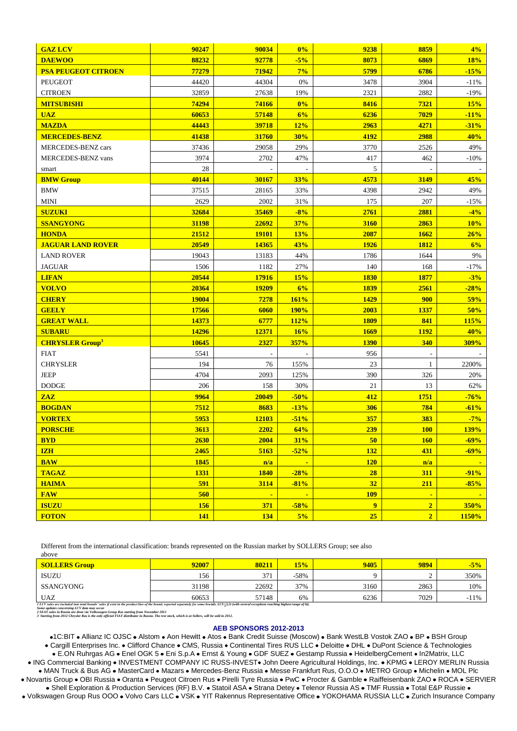| | | | | | | |
|---|---|---|---|---|---|---|
| **GAZ LCV** | **90247** | **90034** | **0%** | **9238** | **8859** | **4%** |
| **DAEWOO** | **88232** | **92778** | **-5%** | **8073** | **6869** | **18%** |
| **PSA PEUGEOT CITROEN** | **77279** | **71942** | **7%** | **5799** | **6786** | **-15%** |
| PEUGEOT | 44420 | 44304 | 0% | 3478 | 3904 | -11% |
| CITROEN | 32859 | 27638 | 19% | 2321 | 2882 | -19% |
| **MITSUBISHI** | **74294** | **74166** | **0%** | **8416** | **7321** | **15%** |
| **UAZ** | **60653** | **57148** | **6%** | **6236** | **7029** | **-11%** |
| **MAZDA** | **44443** | **39718** | **12%** | **2963** | **4271** | **-31%** |
| **MERCEDES-BENZ** | **41438** | **31760** | **30%** | **4192** | **2988** | **40%** |
| MERCEDES-BENZ cars | 37436 | 29058 | 29% | 3770 | 2526 | 49% |
| MERCEDES-BENZ vans | 3974 | 2702 | 47% | 417 | 462 | -10% |
| smart | 28 | - | - | 5 | - | - |
| **BMW Group** | **40144** | **30167** | **33%** | **4573** | **3149** | **45%** |
| BMW | 37515 | 28165 | 33% | 4398 | 2942 | 49% |
| MINI | 2629 | 2002 | 31% | 175 | 207 | -15% |
| **SUZUKI** | **32684** | **35469** | **-8%** | **2761** | **2881** | **-4%** |
| **SSANGYONG** | **31198** | **22692** | **37%** | **3160** | **2863** | **10%** |
| **HONDA** | **21512** | **19101** | **13%** | **2087** | **1662** | **26%** |
| **JAGUAR LAND ROVER** | **20549** | **14365** | **43%** | **1926** | **1812** | **6%** |
| LAND ROVER | 19043 | 13183 | 44% | 1786 | 1644 | 9% |
| JAGUAR | 1506 | 1182 | 27% | 140 | 168 | -17% |
| **LIFAN** | **20544** | **17916** | **15%** | **1830** | **1877** | **-3%** |
| **VOLVO** | **20364** | **19209** | **6%** | **1839** | **2561** | **-28%** |
| **CHERY** | **19004** | **7278** | **161%** | **1429** | **900** | **59%** |
| **GEELY** | **17566** | **6060** | **190%** | **2003** | **1337** | **50%** |
| **GREAT WALL** | **14373** | **6777** | **112%** | **1809** | **841** | **115%** |
| **SUBARU** | **14296** | **12371** | **16%** | **1669** | **1192** | **40%** |
| **CHRYSLER Group[3]** | **10645** | **2327** | **357%** | **1390** | **340** | **309%** |
| FIAT | 5541 | - | - | 956 | - | - |
| CHRYSLER | 194 | 76 | 155% | 23 | 1 | 2200% |
| JEEP | 4704 | 2093 | 125% | 390 | 326 | 20% |
| DODGE | 206 | 158 | 30% | 21 | 13 | 62% |
| **ZAZ** | **9964** | **20049** | **-50%** | **412** | **1751** | **-76%** |
| **BOGDAN** | **7512** | **8683** | **-13%** | **306** | **784** | **-61%** |
| **VORTEX** | **5953** | **12103** | **-51%** | **357** | **383** | **-7%** |
| **PORSCHE** | **3613** | **2202** | **64%** | **239** | **100** | **139%** |
| **BYD** | **2630** | **2004** | **31%** | **50** | **160** | **-69%** |
| **IZH** | **2465** | **5163** | **-52%** | **132** | **431** | **-69%** |
| **BAW** | **1845** | **n/a** | **-** | **120** | **n/a** | **-** |
| **TAGAZ** | **1331** | **1840** | **-28%** | **28** | **311** | **-91%** |
| **HAIMA** | **591** | **3114** | **-81%** | **32** | **211** | **-85%** |
| **FAW** | **560** | **-** | **-** | **109** | **-** | **-** |
| **ISUZU** | **156** | **371** | **-58%** | **9** | **2** | **350%** |
| **FOTON** | **141** | **134** | **5%** | **25** | **2** | **1150%** |

Different from the international classification: brands represented on the Russian market by SOLLERS Group; see also above

| | | | | | | |
|---|---|---|---|---|---|---|
| **SOLLERS Group** | **92007** | **80211** | **15%** | **9405** | **9894** | **-5%** |
| ISUZU | 156 | 371 | -58% | 9 | 2 | 350% |
| SSANGYONG | 31198 | 22692 | 37% | 3160 | 2863 | 10% |
| UAZ | 60653 | 57148 | 6% | 6236 | 7029 | -11% |

*1 LCV sales are included into total brands' sales if exist in the product line of the brand; reported separately for some brands. LCV≤3,5t (with several exceptions reaching highest range of 6t).*
*Some updates concerning LCV data may occur*
*2 SEAT sales in Russia are done via Volkswagen Group Rus starting from November 2011*
*3 Starting from 2012 Chrysler Rus is the only official FIAT distributor in Russia. The rest stock, which is at Sollers, will be sold in 2012.*

## AEB SPONSORS 2012-2013

●1C:BIT ● Allianz IC OJSC ● Alstom ● Aon Hewitt ● Atos ● Bank Credit Suisse (Moscow) ● Bank WestLB Vostok ZAO ● BP ● BSH Group ● Cargill Enterprises Inc. ● Clifford Chance ● CMS, Russia ● Continental Tires RUS LLC ● Deloitte ● DHL ● DuPont Science & Technologies ● E.ON Ruhrgas AG ● Enel OGK 5 ● Eni S.p.A ● Ernst & Young ● GDF SUEZ ● Gestamp Russia ● HeidelbergCement ● In2Matrix, LLC ● ING Commercial Banking ● INVESTMENT COMPANY IC RUSS-INVEST● John Deere Agricultural Holdings, Inc. ● KPMG ● LEROY MERLIN Russia ● MAN Truck & Bus AG ● MasterCard ● Mazars ● Mercedes-Benz Russia ● Messe Frankfurt Rus, O.O.O ● METRO Group ● Michelin ● MOL Plc ● Novartis Group ● OBI Russia ● Oranta ● Peugeot Citroen Rus ● Pirelli Tyre Russia ● PwC ● Procter & Gamble ● Raiffeisenbank ZAO ● ROCA ● SERVIER ● Shell Exploration & Production Services (RF) B.V. ● Statoil ASA ● Strana Detey ● Telenor Russia AS ● TMF Russia ● Total E&P Russie ● Volkswagen Group Rus OOO ● Volvo Cars LLC ● VSK ● YIT Rakennus Representative Office ● YOKOHAMA RUSSIA LLC ● Zurich Insurance Company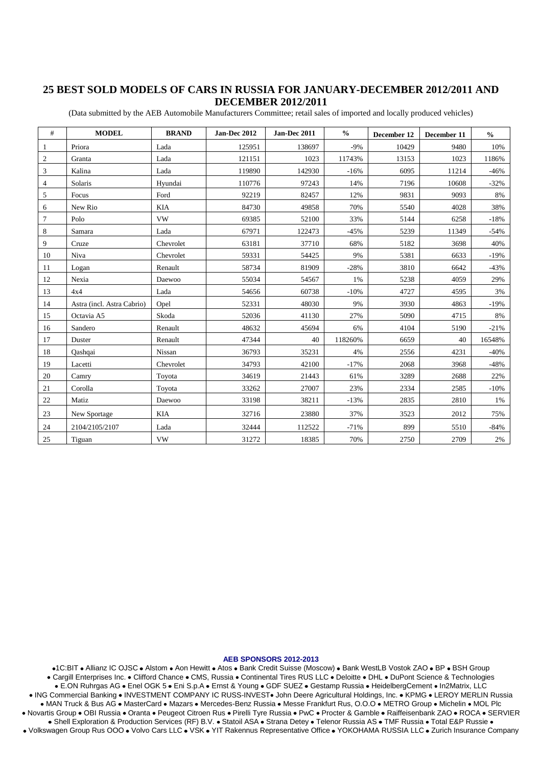## 25 BEST SOLD MODELS OF CARS IN RUSSIA FOR JANUARY-DECEMBER 2012/2011 AND DECEMBER 2012/2011

(Data submitted by the AEB Automobile Manufacturers Committee; retail sales of imported and locally produced vehicles)

| # | MODEL | BRAND | Jan-Dec 2012 | Jan-Dec 2011 | % | December 12 | December 11 | % |
|---|---|---|---|---|---|---|---|---|
| 1 | Priora | Lada | 125951 | 138697 | -9% | 10429 | 9480 | 10% |
| 2 | Granta | Lada | 121151 | 1023 | 11743% | 13153 | 1023 | 1186% |
| 3 | Kalina | Lada | 119890 | 142930 | -16% | 6095 | 11214 | -46% |
| 4 | Solaris | Hyundai | 110776 | 97243 | 14% | 7196 | 10608 | -32% |
| 5 | Focus | Ford | 92219 | 82457 | 12% | 9831 | 9093 | 8% |
| 6 | New Rio | KIA | 84730 | 49858 | 70% | 5540 | 4028 | 38% |
| 7 | Polo | VW | 69385 | 52100 | 33% | 5144 | 6258 | -18% |
| 8 | Samara | Lada | 67971 | 122473 | -45% | 5239 | 11349 | -54% |
| 9 | Cruze | Chevrolet | 63181 | 37710 | 68% | 5182 | 3698 | 40% |
| 10 | Niva | Chevrolet | 59331 | 54425 | 9% | 5381 | 6633 | -19% |
| 11 | Logan | Renault | 58734 | 81909 | -28% | 3810 | 6642 | -43% |
| 12 | Nexia | Daewoo | 55034 | 54567 | 1% | 5238 | 4059 | 29% |
| 13 | 4x4 | Lada | 54656 | 60738 | -10% | 4727 | 4595 | 3% |
| 14 | Astra (incl. Astra Cabrio) | Opel | 52331 | 48030 | 9% | 3930 | 4863 | -19% |
| 15 | Octavia A5 | Skoda | 52036 | 41130 | 27% | 5090 | 4715 | 8% |
| 16 | Sandero | Renault | 48632 | 45694 | 6% | 4104 | 5190 | -21% |
| 17 | Duster | Renault | 47344 | 40 | 118260% | 6659 | 40 | 16548% |
| 18 | Qashqai | Nissan | 36793 | 35231 | 4% | 2556 | 4231 | -40% |
| 19 | Lacetti | Chevrolet | 34793 | 42100 | -17% | 2068 | 3968 | -48% |
| 20 | Camry | Toyota | 34619 | 21443 | 61% | 3289 | 2688 | 22% |
| 21 | Corolla | Toyota | 33262 | 27007 | 23% | 2334 | 2585 | -10% |
| 22 | Matiz | Daewoo | 33198 | 38211 | -13% | 2835 | 2810 | 1% |
| 23 | New Sportage | KIA | 32716 | 23880 | 37% | 3523 | 2012 | 75% |
| 24 | 2104/2105/2107 | Lada | 32444 | 112522 | -71% | 899 | 5510 | -84% |
| 25 | Tiguan | VW | 31272 | 18385 | 70% | 2750 | 2709 | 2% |

**AEB SPONSORS 2012-2013**

•1C:BIT • Allianz IC OJSC • Alstom • Aon Hewitt • Atos • Bank Credit Suisse (Moscow) • Bank WestLB Vostok ZAO • BP • BSH Group • Cargill Enterprises Inc. • Clifford Chance • CMS, Russia • Continental Tires RUS LLC • Deloitte • DHL • DuPont Science & Technologies • E.ON Ruhrgas AG • Enel OGK 5 • Eni S.p.A • Ernst & Young • GDF SUEZ • Gestamp Russia • HeidelbergCement • In2Matrix, LLC • ING Commercial Banking • INVESTMENT COMPANY IC RUSS-INVEST• John Deere Agricultural Holdings, Inc. • KPMG • LEROY MERLIN Russia • MAN Truck & Bus AG • MasterCard • Mazars • Mercedes-Benz Russia • Messe Frankfurt Rus, O.O.O • METRO Group • Michelin • MOL Plc • Novartis Group • OBI Russia • Oranta • Peugeot Citroen Rus • Pirelli Tyre Russia • PwC • Procter & Gamble • Raiffeisenbank ZAO • ROCA • SERVIER • Shell Exploration & Production Services (RF) B.V. • Statoil ASA • Strana Detey • Telenor Russia AS • TMF Russia • Total E&P Russie • • Volkswagen Group Rus OOO • Volvo Cars LLC • VSK • YIT Rakennus Representative Office • YOKOHAMA RUSSIA LLC • Zurich Insurance Company